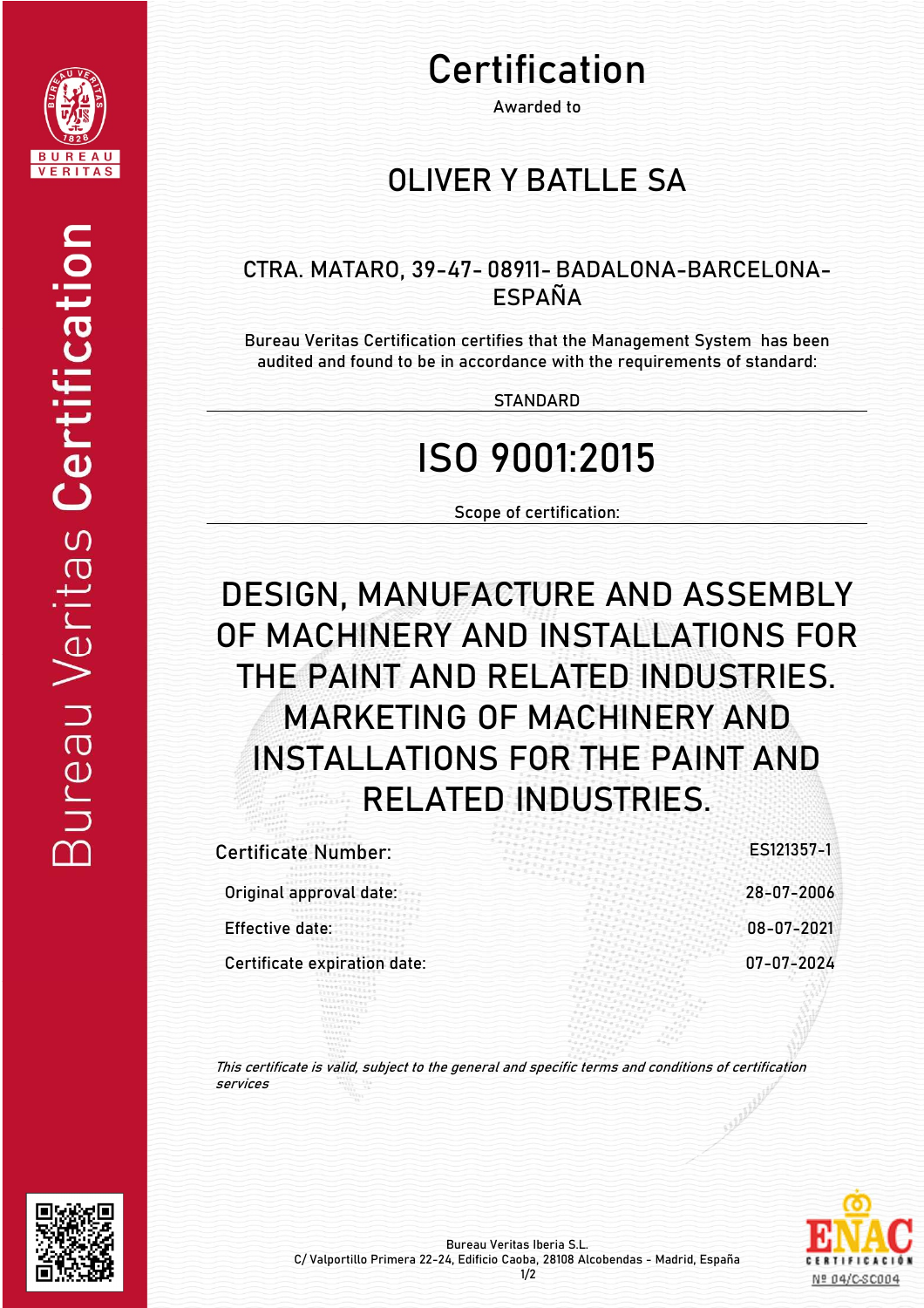# Certification

Awarded to

## OLIVER Y BATLLE SA

CTRA. MATARO, 39-47- 08911- BADALONA-BARCELONA-ESPAÑA

Bureau Veritas Certification certifies that the Management System has been audited and found to be in accordance with the requirements of standard:

STANDARD

# ISO 9001:2015

Scope of certification:

## DESIGN, MANUFACTURE AND ASSEMBLY OF MACHINERY AND INSTALLATIONS FOR THE PAINT AND RELATED INDUSTRIES. MARKETING OF MACHINERY AND INSTALLATIONS FOR THE PAINT AND RELATED INDUSTRIES.

| | |
|---|---|
| Certificate Number: | ES121357-1 |
| Original approval date: | 28-07-2006 |
| Effective date: | 08-07-2021 |
| Certificate expiration date: | 07-07-2024 |

*This certificate is valid, subject to the general and specific terms and conditions of certification services*

Bureau Veritas Iberia S.L.
C/ Valportillo Primera 22-24, Edificio Caoba, 28108 Alcobendas - Madrid, España

ENAC CERTIFICACIÓN Nº 04/C-SC004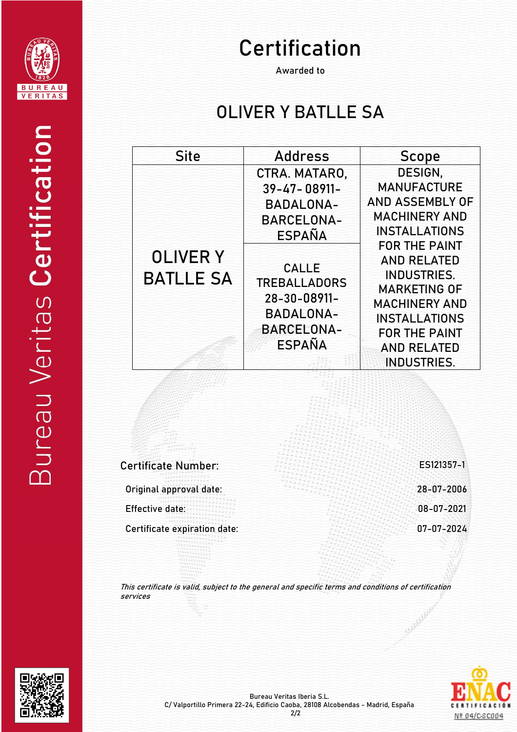# Certification

Awarded to

## OLIVER Y BATLLE SA

| Site | Address | Scope |
|---|---|---|
| OLIVER Y BATLLE SA | CTRA. MATARO, 39-47- 08911- BADALONA- BARCELONA- ESPAÑA | DESIGN, MANUFACTURE AND ASSEMBLY OF MACHINERY AND INSTALLATIONS FOR THE PAINT AND RELATED INDUSTRIES. MARKETING OF MACHINERY AND INSTALLATIONS FOR THE PAINT AND RELATED INDUSTRIES. |
| | CALLE TREBALLADORS 28-30-08911- BADALONA- BARCELONA- ESPAÑA | |

Certificate Number: ES121357-1

Original approval date: 28-07-2006

Effective date: 08-07-2021

Certificate expiration date: 07-07-2024

*This certificate is valid, subject to the general and specific terms and conditions of certification services*

Bureau Veritas Iberia S.L.
C/ Valportillo Primera 22-24, Edificio Caoba, 28108 Alcobendas - Madrid, España

ENAC CERTIFICACIÓN Nº 04/C-SC004